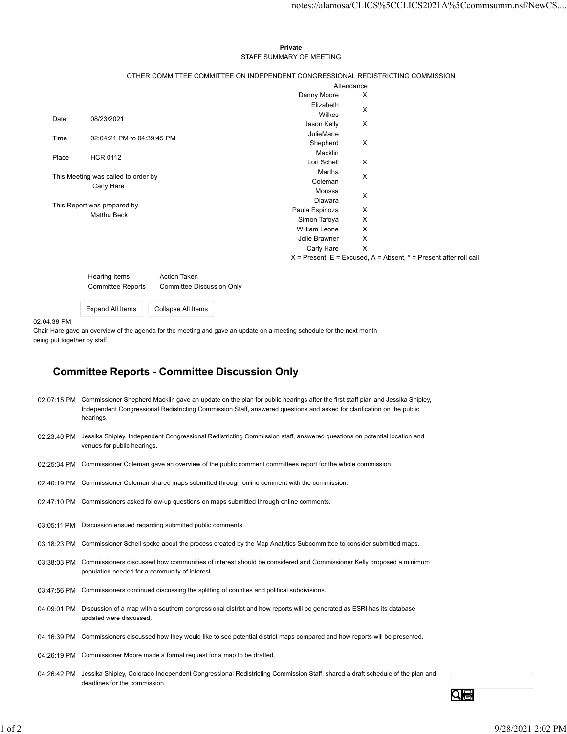**Private**

STAFF SUMMARY OF MEETING

OTHER COMMITTEE COMMITTEE ON INDEPENDENT CONGRESSIONAL REDISTRICTING COMMISSION

| | |
|---|---|
| Date | 08/23/2021 |
| Time | 02:04:21 PM to 04:39:45 PM |
| Place | HCR 0112 |

This Meeting was called to order by
Carly Hare

This Report was prepared by
Matthu Beck

| Attendance | |
|---|---|
| Danny Moore | X |
| Elizabeth Wilkes | X |
| Jason Kelly | X |
| JulieMarie Shepherd Macklin | X |
| Lori Schell | X |
| Martha Coleman | X |
| Moussa Diawara | X |
| Paula Espinoza | X |
| Simon Tafoya | X |
| William Leone | X |
| Jolie Brawner | X |
| Carly Hare | X |

X = Present, E = Excused, A = Absent, * = Present after roll call

| Hearing Items | Action Taken |
|---|---|
| Committee Reports | Committee Discussion Only |

Expand All Items | Collapse All Items

02:04:39 PM
Chair Hare gave an overview of the agenda for the meeting and gave an update on a meeting schedule for the next month being put together by staff.

## Committee Reports - Committee Discussion Only

02:07:15 PM Commissioner Shepherd Macklin gave an update on the plan for public hearings after the first staff plan and Jessika Shipley, Independent Congressional Redistricting Commission Staff, answered questions and asked for clarification on the public hearings.

02:23:40 PM Jessika Shipley, Independent Congressional Redistricting Commission staff, answered questions on potential location and venues for public hearings.

02:25:34 PM Commissioner Coleman gave an overview of the public comment committees report for the whole commission.

02:40:19 PM Commissioner Coleman shared maps submitted through online comment with the commission.

02:47:10 PM Commissioners asked follow-up questions on maps submitted through online comments.

03:05:11 PM Discussion ensued regarding submitted public comments.

03:18:23 PM Commissioner Schell spoke about the process created by the Map Analytics Subcommittee to consider submitted maps.

03:38:03 PM Commissioners discussed how communities of interest should be considered and Commissioner Kelly proposed a minimum population needed for a community of interest.

03:47:56 PM Commissioners continued discussing the splitting of counties and political subdivisions.

04:09:01 PM Discussion of a map with a southern congressional district and how reports will be generated as ESRI has its database updated were discussed.

04:16:39 PM Commissioners discussed how they would like to see potential district maps compared and how reports will be presented.

04:26:19 PM Commissioner Moore made a formal request for a map to be drafted.

04:26:42 PM Jessika Shipley, Colorado Independent Congressional Redistricting Commission Staff, shared a draft schedule of the plan and deadlines for the commission.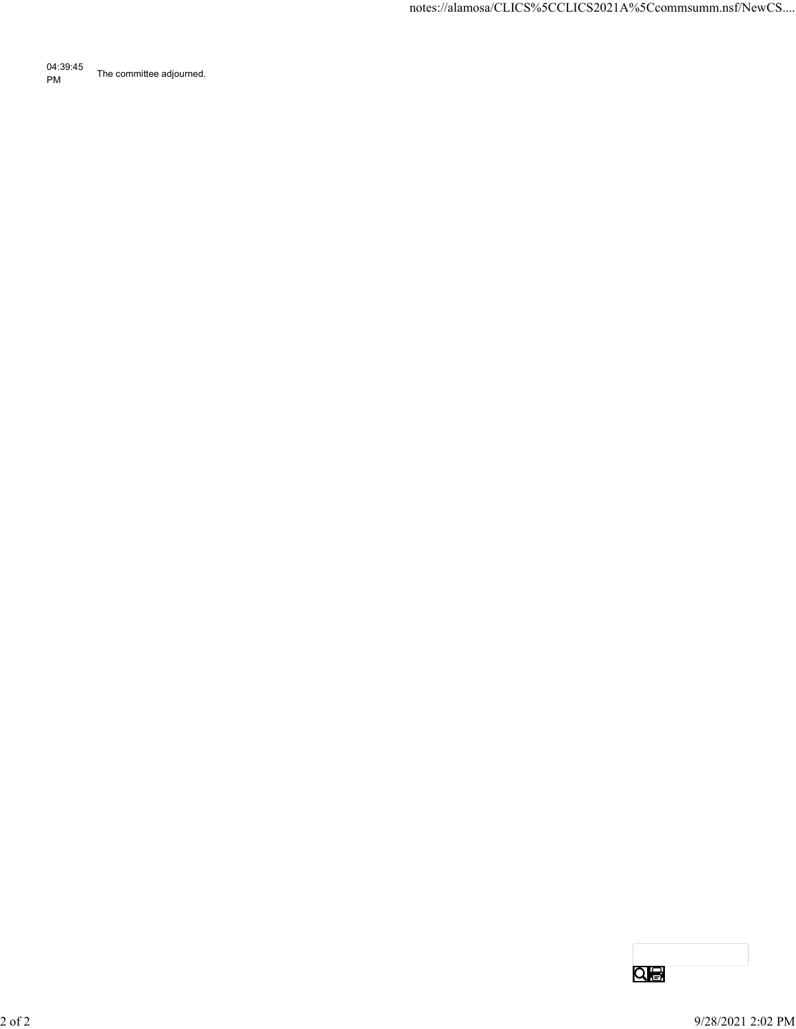| | |
|---|---|
| 04:39:45 PM | The committee adjourned. |